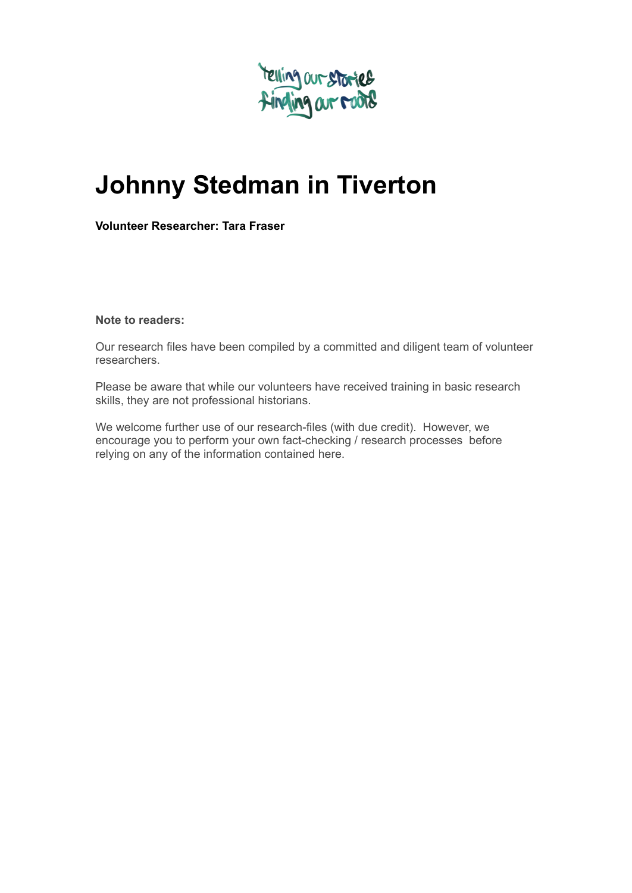Telling our stories
Finding our roots

# Johnny Stedman in Tiverton

**Volunteer Researcher: Tara Fraser**

**Note to readers:**

Our research files have been compiled by a committed and diligent team of volunteer researchers.

Please be aware that while our volunteers have received training in basic research skills, they are not professional historians.

We welcome further use of our research-files (with due credit). However, we encourage you to perform your own fact-checking / research processes before relying on any of the information contained here.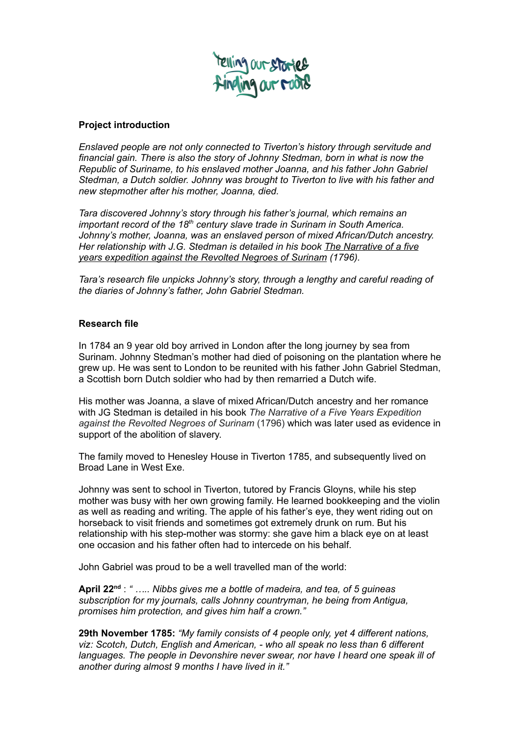Telling our stories
Finding our roots

**Project introduction**

*Enslaved people are not only connected to Tiverton's history through servitude and financial gain. There is also the story of Johnny Stedman, born in what is now the Republic of Suriname, to his enslaved mother Joanna, and his father John Gabriel Stedman, a Dutch soldier. Johnny was brought to Tiverton to live with his father and new stepmother after his mother, Joanna, died.*

*Tara discovered Johnny's story through his father's journal, which remains an important record of the 18th century slave trade in Surinam in South America. Johnny's mother, Joanna, was an enslaved person of mixed African/Dutch ancestry. Her relationship with J.G. Stedman is detailed in his book* *<u>The Narrative of a five years expedition against the Revolted Negroes of Surinam</u>* *(1796).*

*Tara's research file unpicks Johnny's story, through a lengthy and careful reading of the diaries of Johnny's father, John Gabriel Stedman.*

**Research file**

In 1784 an 9 year old boy arrived in London after the long journey by sea from Surinam. Johnny Stedman's mother had died of poisoning on the plantation where he grew up. He was sent to London to be reunited with his father John Gabriel Stedman, a Scottish born Dutch soldier who had by then remarried a Dutch wife.

His mother was Joanna, a slave of mixed African/Dutch ancestry and her romance with JG Stedman is detailed in his book *The Narrative of a Five Years Expedition against the Revolted Negroes of Surinam* (1796) which was later used as evidence in support of the abolition of slavery.

The family moved to Henesley House in Tiverton 1785, and subsequently lived on Broad Lane in West Exe.

Johnny was sent to school in Tiverton, tutored by Francis Gloyns, while his step mother was busy with her own growing family. He learned bookkeeping and the violin as well as reading and writing. The apple of his father's eye, they went riding out on horseback to visit friends and sometimes got extremely drunk on rum. But his relationship with his step-mother was stormy: she gave him a black eye on at least one occasion and his father often had to intercede on his behalf.

John Gabriel was proud to be a well travelled man of the world:

**April 22nd** : *" ….. Nibbs gives me a bottle of madeira, and tea, of 5 guineas subscription for my journals, calls Johnny countryman, he being from Antigua, promises him protection, and gives him half a crown."*

**29th November 1785:** *"My family consists of 4 people only, yet 4 different nations, viz: Scotch, Dutch, English and American, - who all speak no less than 6 different languages. The people in Devonshire never swear, nor have I heard one speak ill of another during almost 9 months I have lived in it."*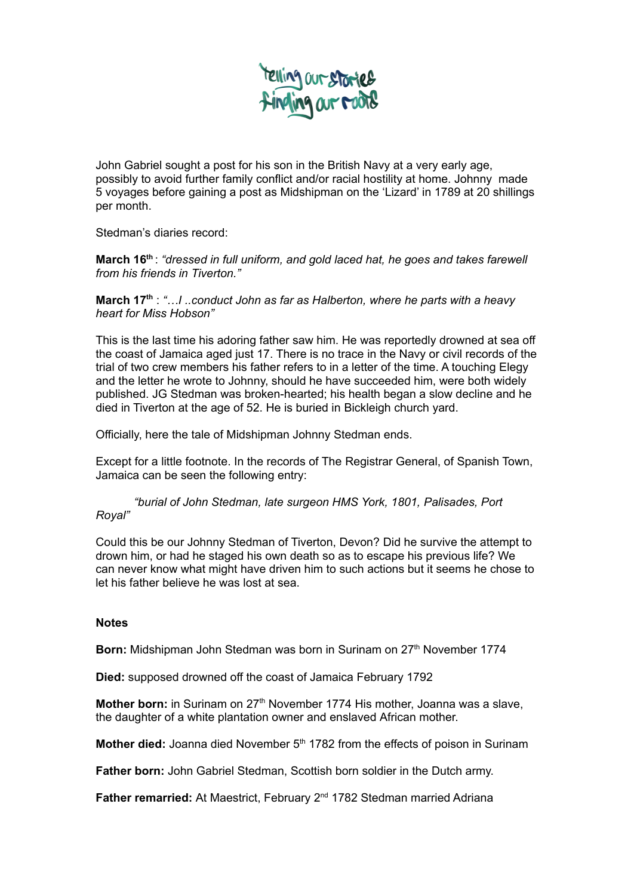John Gabriel sought a post for his son in the British Navy at a very early age, possibly to avoid further family conflict and/or racial hostility at home. Johnny made 5 voyages before gaining a post as Midshipman on the 'Lizard' in 1789 at 20 shillings per month.

Stedman's diaries record:

**March 16th** : *"dressed in full uniform, and gold laced hat, he goes and takes farewell from his friends in Tiverton."*

**March 17th** : *"…I ..conduct John as far as Halberton, where he parts with a heavy heart for Miss Hobson"*

This is the last time his adoring father saw him. He was reportedly drowned at sea off the coast of Jamaica aged just 17. There is no trace in the Navy or civil records of the trial of two crew members his father refers to in a letter of the time. A touching Elegy and the letter he wrote to Johnny, should he have succeeded him, were both widely published. JG Stedman was broken-hearted; his health began a slow decline and he died in Tiverton at the age of 52. He is buried in Bickleigh church yard.

Officially, here the tale of Midshipman Johnny Stedman ends.

Except for a little footnote. In the records of The Registrar General, of Spanish Town, Jamaica can be seen the following entry:

> *"burial of John Stedman, late surgeon HMS York, 1801, Palisades, Port Royal"*

Could this be our Johnny Stedman of Tiverton, Devon? Did he survive the attempt to drown him, or had he staged his own death so as to escape his previous life? We can never know what might have driven him to such actions but it seems he chose to let his father believe he was lost at sea.

**Notes**

**Born:** Midshipman John Stedman was born in Surinam on 27th November 1774

**Died:** supposed drowned off the coast of Jamaica February 1792

**Mother born:** in Surinam on 27th November 1774 His mother, Joanna was a slave, the daughter of a white plantation owner and enslaved African mother.

**Mother died:** Joanna died November 5th 1782 from the effects of poison in Surinam

**Father born:** John Gabriel Stedman, Scottish born soldier in the Dutch army.

**Father remarried:** At Maestrict, February 2nd 1782 Stedman married Adriana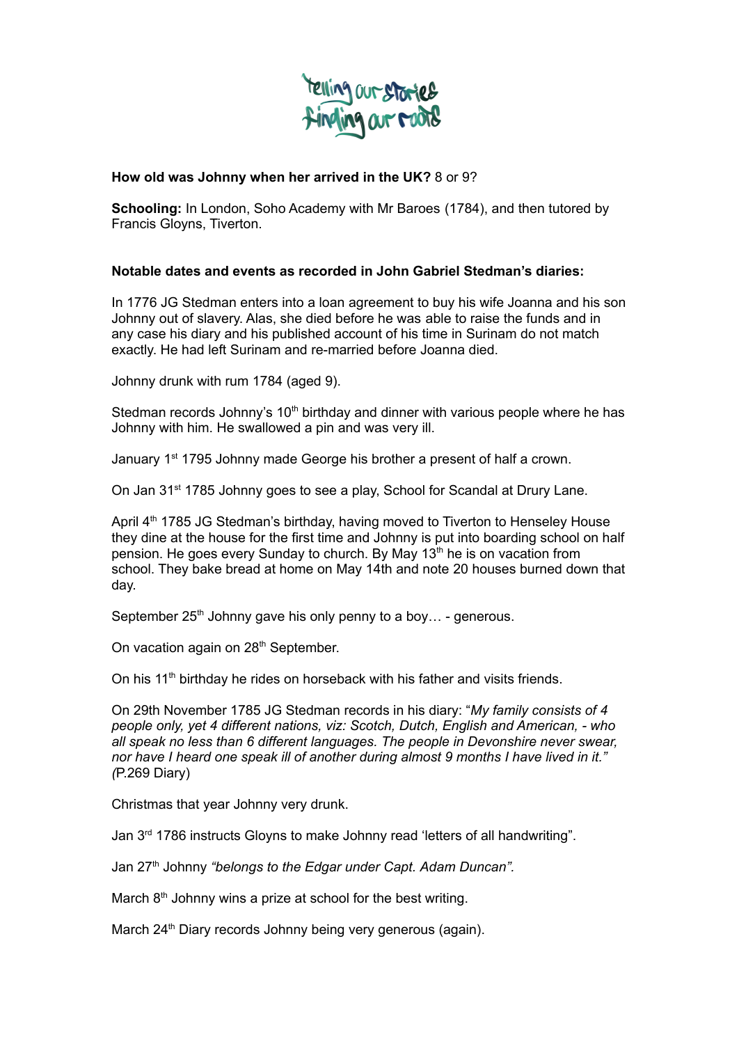**How old was Johnny when her arrived in the UK?** 8 or 9?

**Schooling:** In London, Soho Academy with Mr Baroes (1784), and then tutored by Francis Gloyns, Tiverton.

**Notable dates and events as recorded in John Gabriel Stedman's diaries:**

In 1776 JG Stedman enters into a loan agreement to buy his wife Joanna and his son Johnny out of slavery. Alas, she died before he was able to raise the funds and in any case his diary and his published account of his time in Surinam do not match exactly. He had left Surinam and re-married before Joanna died.

Johnny drunk with rum 1784 (aged 9).

Stedman records Johnny's 10th birthday and dinner with various people where he has Johnny with him. He swallowed a pin and was very ill.

January 1st 1795 Johnny made George his brother a present of half a crown.

On Jan 31st 1785 Johnny goes to see a play, School for Scandal at Drury Lane.

April 4th 1785 JG Stedman's birthday, having moved to Tiverton to Henseley House they dine at the house for the first time and Johnny is put into boarding school on half pension. He goes every Sunday to church. By May 13th he is on vacation from school. They bake bread at home on May 14th and note 20 houses burned down that day.

September 25th Johnny gave his only penny to a boy… - generous.

On vacation again on 28th September.

On his 11th birthday he rides on horseback with his father and visits friends.

On 29th November 1785 JG Stedman records in his diary: "*My family consists of 4 people only, yet 4 different nations, viz: Scotch, Dutch, English and American, - who all speak no less than 6 different languages. The people in Devonshire never swear, nor have I heard one speak ill of another during almost 9 months I have lived in it." (*P.269 Diary)

Christmas that year Johnny very drunk.

Jan 3rd 1786 instructs Gloyns to make Johnny read 'letters of all handwriting".

Jan 27th Johnny *"belongs to the Edgar under Capt. Adam Duncan".*

March 8th Johnny wins a prize at school for the best writing.

March 24th Diary records Johnny being very generous (again).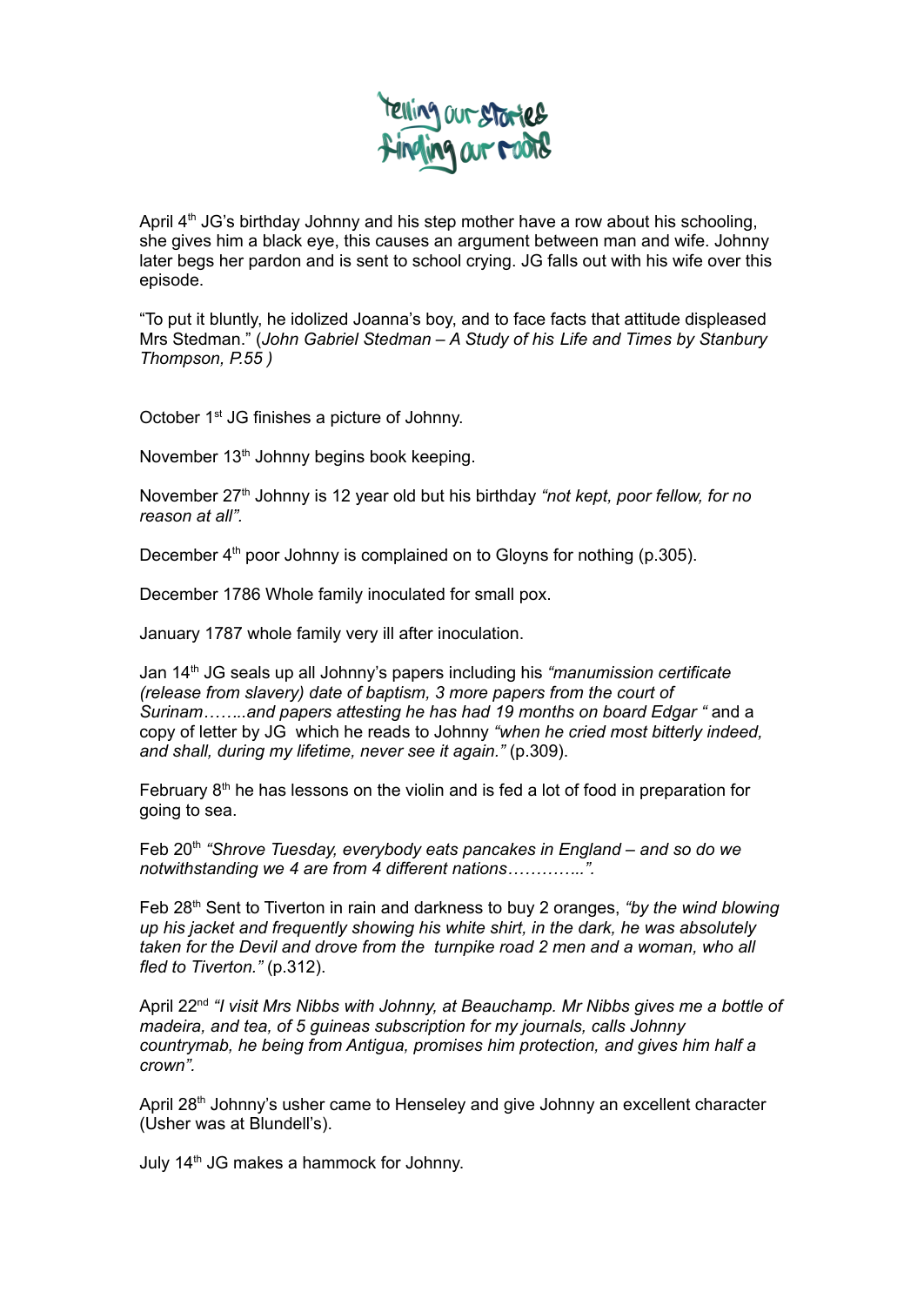April 4th JG's birthday Johnny and his step mother have a row about his schooling, she gives him a black eye, this causes an argument between man and wife. Johnny later begs her pardon and is sent to school crying. JG falls out with his wife over this episode.

"To put it bluntly, he idolized Joanna's boy, and to face facts that attitude displeased Mrs Stedman." (*John Gabriel Stedman – A Study of his Life and Times by Stanbury Thompson, P.55 )*

October 1st JG finishes a picture of Johnny.

November 13th Johnny begins book keeping.

November 27th Johnny is 12 year old but his birthday *"not kept, poor fellow, for no reason at all".*

December 4th poor Johnny is complained on to Gloyns for nothing (p.305).

December 1786 Whole family inoculated for small pox.

January 1787 whole family very ill after inoculation.

Jan 14th JG seals up all Johnny's papers including his *"manumission certificate (release from slavery) date of baptism, 3 more papers from the court of Surinam……..and papers attesting he has had 19 months on board Edgar "* and a copy of letter by JG which reads to Johnny *"when he cried most bitterly indeed, and shall, during my lifetime, never see it again."* (p.309).

February 8th he has lessons on the violin and is fed a lot of food in preparation for going to sea.

Feb 20th *"Shrove Tuesday, everybody eats pancakes in England – and so do we notwithstanding we 4 are from 4 different nations…………..".*

Feb 28th Sent to Tiverton in rain and darkness to buy 2 oranges, *"by the wind blowing up his jacket and frequently showing his white shirt, in the dark, he was absolutely taken for the Devil and drove from the turnpike road 2 men and a woman, who all fled to Tiverton."* (p.312).

April 22nd *"I visit Mrs Nibbs with Johnny, at Beauchamp. Mr Nibbs gives me a bottle of madeira, and tea, of 5 guineas subscription for my journals, calls Johnny countrymab, he being from Antigua, promises him protection, and gives him half a crown".*

April 28th Johnny's usher came to Henseley and give Johnny an excellent character (Usher was at Blundell's).

July 14th JG makes a hammock for Johnny.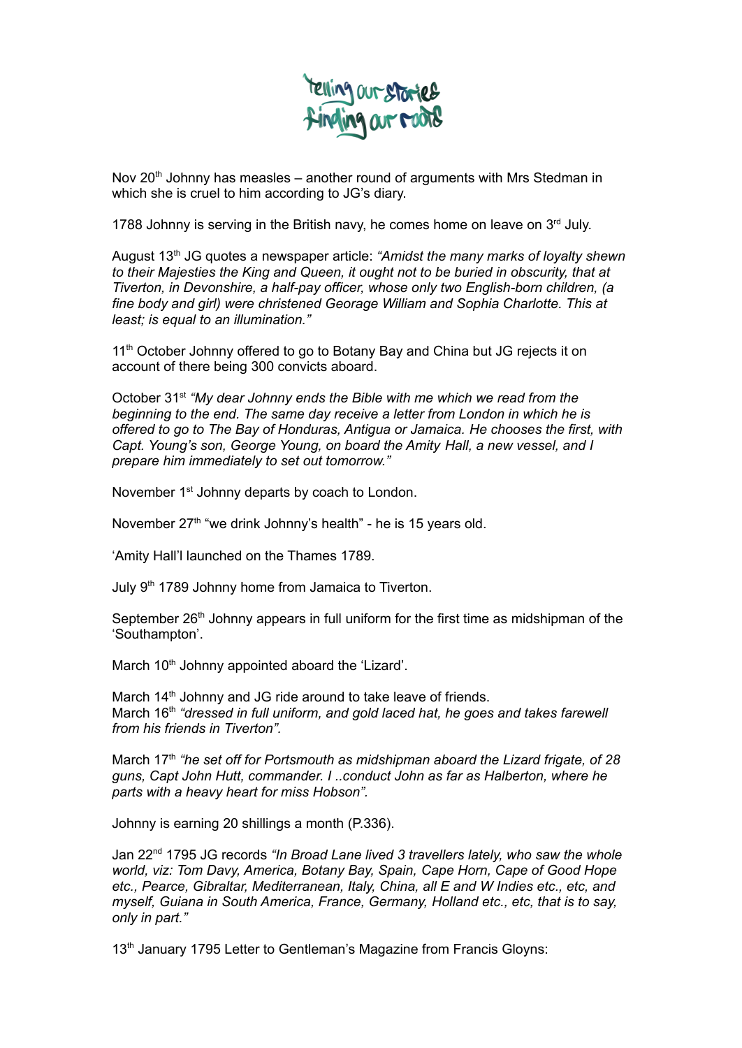Nov 20th Johnny has measles – another round of arguments with Mrs Stedman in which she is cruel to him according to JG's diary.

1788 Johnny is serving in the British navy, he comes home on leave on 3rd July.

August 13th JG quotes a newspaper article: *"Amidst the many marks of loyalty shewn to their Majesties the King and Queen, it ought not to be buried in obscurity, that at Tiverton, in Devonshire, a half-pay officer, whose only two English-born children, (a fine body and girl) were christened Georage William and Sophia Charlotte. This at least; is equal to an illumination."*

11th October Johnny offered to go to Botany Bay and China but JG rejects it on account of there being 300 convicts aboard.

October 31st *"My dear Johnny ends the Bible with me which we read from the beginning to the end. The same day receive a letter from London in which he is offered to go to The Bay of Honduras, Antigua or Jamaica. He chooses the first, with Capt. Young's son, George Young, on board the Amity Hall, a new vessel, and I prepare him immediately to set out tomorrow."*

November 1st Johnny departs by coach to London.

November 27th "we drink Johnny's health" - he is 15 years old.

'Amity Hall'l launched on the Thames 1789.

July 9th 1789 Johnny home from Jamaica to Tiverton.

September 26th Johnny appears in full uniform for the first time as midshipman of the 'Southampton'.

March 10th Johnny appointed aboard the 'Lizard'.

March 14th Johnny and JG ride around to take leave of friends.
March 16th *"dressed in full uniform, and gold laced hat, he goes and takes farewell from his friends in Tiverton".*

March 17th *"he set off for Portsmouth as midshipman aboard the Lizard frigate, of 28 guns, Capt John Hutt, commander. I ..conduct John as far as Halberton, where he parts with a heavy heart for miss Hobson".*

Johnny is earning 20 shillings a month (P.336).

Jan 22nd 1795 JG records *"In Broad Lane lived 3 travellers lately, who saw the whole world, viz: Tom Davy, America, Botany Bay, Spain, Cape Horn, Cape of Good Hope etc., Pearce, Gibraltar, Mediterranean, Italy, China, all E and W Indies etc., etc, and myself, Guiana in South America, France, Germany, Holland etc., etc, that is to say, only in part."*

13th January 1795 Letter to Gentleman's Magazine from Francis Gloyns: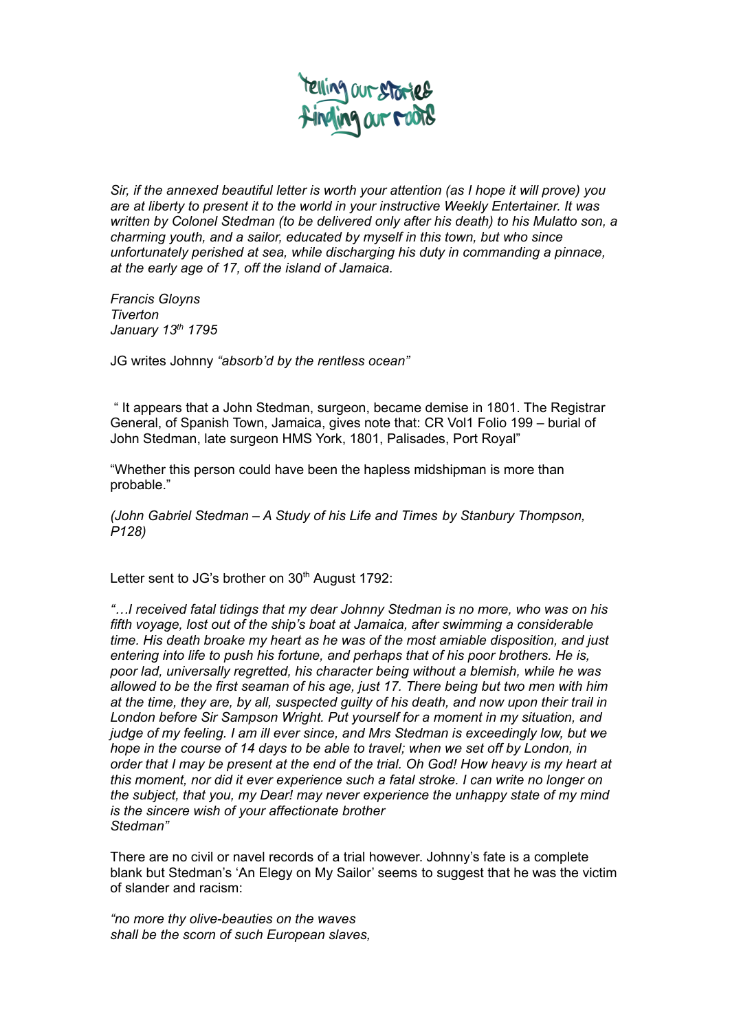*Sir, if the annexed beautiful letter is worth your attention (as I hope it will prove) you are at liberty to present it to the world in your instructive Weekly Entertainer. It was written by Colonel Stedman (to be delivered only after his death) to his Mulatto son, a charming youth, and a sailor, educated by myself in this town, but who since unfortunately perished at sea, while discharging his duty in commanding a pinnace, at the early age of 17, off the island of Jamaica.*

*Francis Gloyns*
*Tiverton*
*January 13th 1795*

JG writes Johnny *"absorb'd by the rentless ocean"*

" It appears that a John Stedman, surgeon, became demise in 1801. The Registrar General, of Spanish Town, Jamaica, gives note that: CR Vol1 Folio 199 – burial of John Stedman, late surgeon HMS York, 1801, Palisades, Port Royal"

"Whether this person could have been the hapless midshipman is more than probable."

*(John Gabriel Stedman – A Study of his Life and Times by Stanbury Thompson, P128)*

Letter sent to JG's brother on 30th August 1792:

*"…I received fatal tidings that my dear Johnny Stedman is no more, who was on his fifth voyage, lost out of the ship's boat at Jamaica, after swimming a considerable time. His death broake my heart as he was of the most amiable disposition, and just entering into life to push his fortune, and perhaps that of his poor brothers. He is, poor lad, universally regretted, his character being without a blemish, while he was allowed to be the first seaman of his age, just 17. There being but two men with him at the time, they are, by all, suspected guilty of his death, and now upon their trail in London before Sir Sampson Wright. Put yourself for a moment in my situation, and judge of my feeling. I am ill ever since, and Mrs Stedman is exceedingly low, but we hope in the course of 14 days to be able to travel; when we set off by London, in order that I may be present at the end of the trial. Oh God! How heavy is my heart at this moment, nor did it ever experience such a fatal stroke. I can write no longer on the subject, that you, my Dear! may never experience the unhappy state of my mind is the sincere wish of your affectionate brother*
*Stedman"*

There are no civil or navel records of a trial however. Johnny's fate is a complete blank but Stedman's 'An Elegy on My Sailor' seems to suggest that he was the victim of slander and racism:

*"no more thy olive-beauties on the waves*
*shall be the scorn of such European slaves,*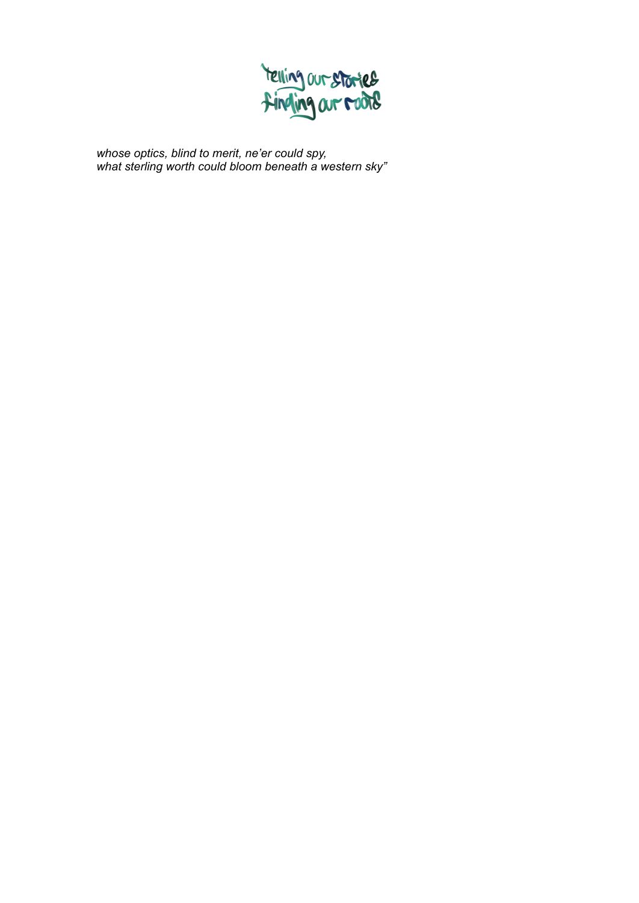*whose optics, blind to merit, ne'er could spy,*
*what sterling worth could bloom beneath a western sky"*